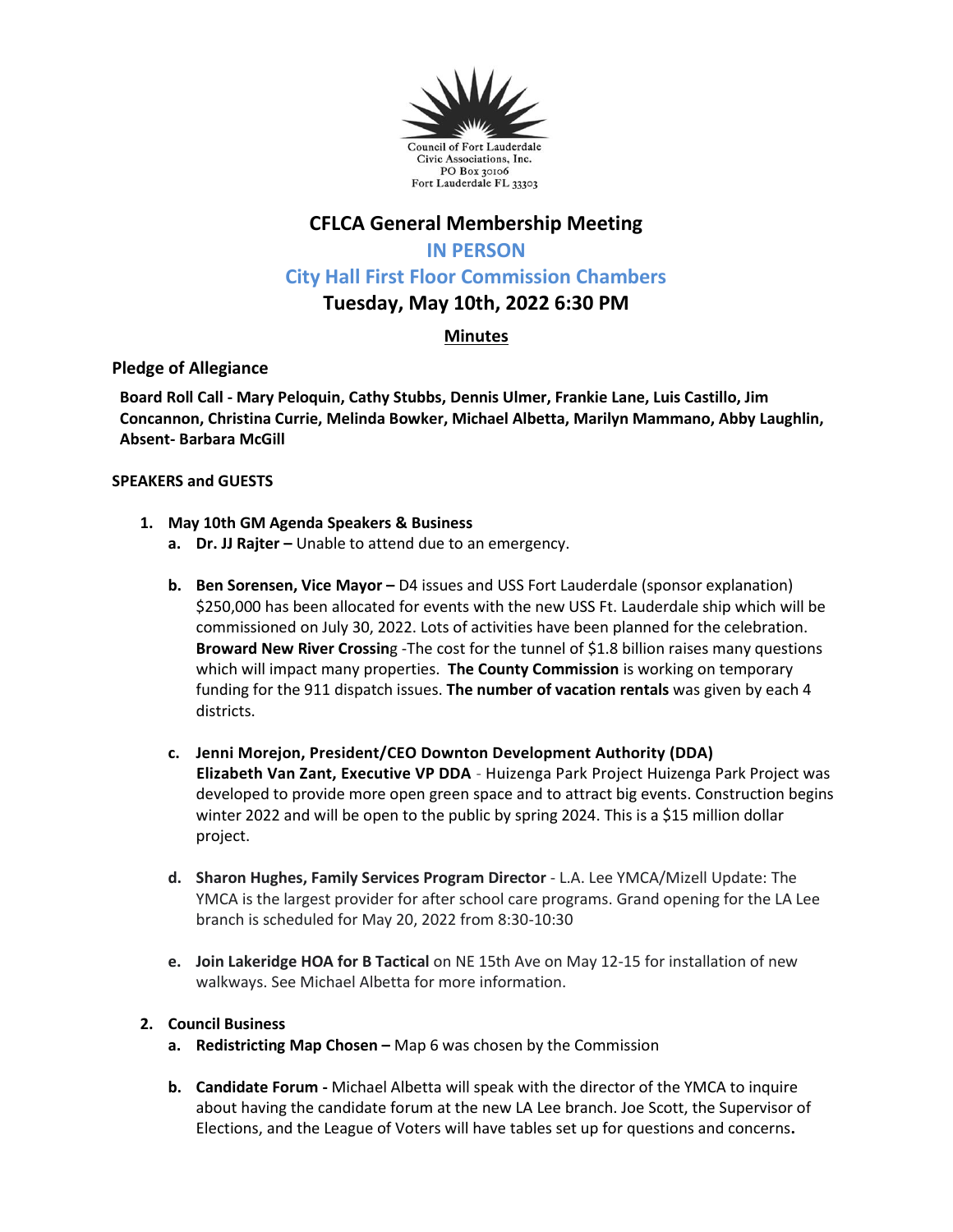Council of Fort Lauderdale
Civic Associations, Inc.
PO Box 30106
Fort Lauderdale FL 33303

# CFLCA General Membership Meeting

## IN PERSON

## City Hall First Floor Commission Chambers

## Tuesday, May 10th, 2022 6:30 PM

**Minutes**

### Pledge of Allegiance

**Board Roll Call - Mary Peloquin, Cathy Stubbs, Dennis Ulmer, Frankie Lane, Luis Castillo, Jim Concannon, Christina Currie, Melinda Bowker, Michael Albetta, Marilyn Mammano, Abby Laughlin, Absent- Barbara McGill**

**SPEAKERS and GUESTS**

1. **May 10th GM Agenda Speakers & Business**
   a. **Dr. JJ Rajter –** Unable to attend due to an emergency.

   b. **Ben Sorensen, Vice Mayor –** D4 issues and USS Fort Lauderdale (sponsor explanation) $250,000 has been allocated for events with the new USS Ft. Lauderdale ship which will be commissioned on July 30, 2022. Lots of activities have been planned for the celebration. **Broward New River Crossin**g -The cost for the tunnel of $1.8 billion raises many questions which will impact many properties. **The County Commission** is working on temporary funding for the 911 dispatch issues. **The number of vacation rentals** was given by each 4 districts.

   c. **Jenni Morejon, President/CEO Downton Development Authority (DDA)**
   **Elizabeth Van Zant, Executive VP DDA** - Huizenga Park Project Huizenga Park Project was developed to provide more open green space and to attract big events. Construction begins winter 2022 and will be open to the public by spring 2024. This is a $15 million dollar project.

   d. **Sharon Hughes, Family Services Program Director** - L.A. Lee YMCA/Mizell Update: The YMCA is the largest provider for after school care programs. Grand opening for the LA Lee branch is scheduled for May 20, 2022 from 8:30-10:30

   e. **Join Lakeridge HOA for B Tactical** on NE 15th Ave on May 12-15 for installation of new walkways. See Michael Albetta for more information.

2. **Council Business**
   a. **Redistricting Map Chosen –** Map 6 was chosen by the Commission

   b. **Candidate Forum -** Michael Albetta will speak with the director of the YMCA to inquire about having the candidate forum at the new LA Lee branch. Joe Scott, the Supervisor of Elections, and the League of Voters will have tables set up for questions and concerns**.**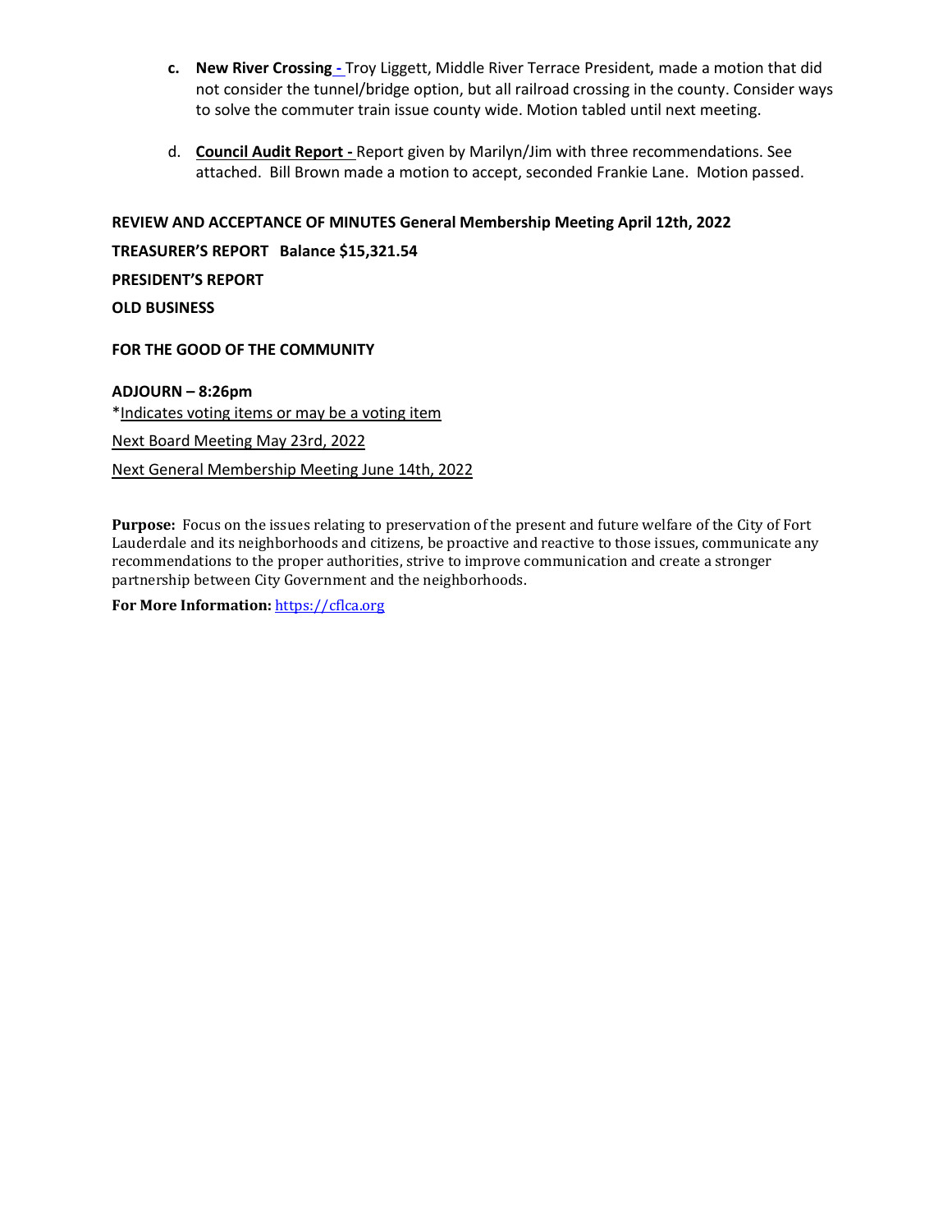c. **New River Crossing -** Troy Liggett, Middle River Terrace President, made a motion that did not consider the tunnel/bridge option, but all railroad crossing in the county. Consider ways to solve the commuter train issue county wide. Motion tabled until next meeting.

d. **Council Audit Report -** Report given by Marilyn/Jim with three recommendations. See attached. Bill Brown made a motion to accept, seconded Frankie Lane. Motion passed.

**REVIEW AND ACCEPTANCE OF MINUTES General Membership Meeting April 12th, 2022**

**TREASURER'S REPORT Balance $15,321.54**

**PRESIDENT'S REPORT**

**OLD BUSINESS**

**FOR THE GOOD OF THE COMMUNITY**

**ADJOURN – 8:26pm**

*Indicates voting items or may be a voting item

Next Board Meeting May 23rd, 2022

Next General Membership Meeting June 14th, 2022

**Purpose:** Focus on the issues relating to preservation of the present and future welfare of the City of Fort Lauderdale and its neighborhoods and citizens, be proactive and reactive to those issues, communicate any recommendations to the proper authorities, strive to improve communication and create a stronger partnership between City Government and the neighborhoods.

**For More Information:** https://cflca.org